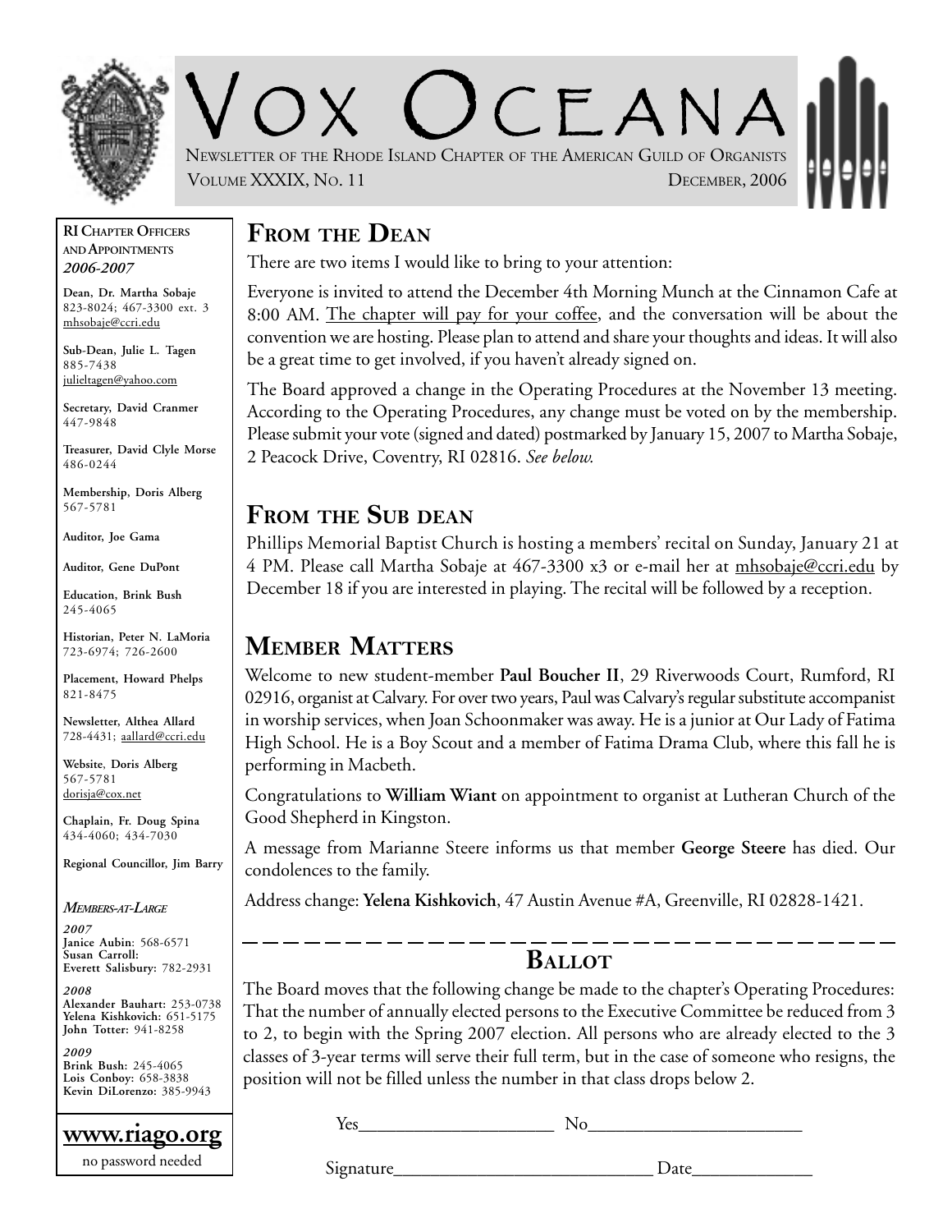# VOX OCEANA

NEWSLETTER OF THE RHODE ISLAND CHAPTER OF THE AMERICAN GUILD OF ORGANISTS

VOLUME XXXIX, NO. 11 — DECEMBER, 2006

## FROM THE DEAN

There are two items I would like to bring to your attention:

Everyone is invited to attend the December 4th Morning Munch at the Cinnamon Cafe at 8:00 AM. The chapter will pay for your coffee, and the conversation will be about the convention we are hosting. Please plan to attend and share your thoughts and ideas. It will also be a great time to get involved, if you haven't already signed on.

The Board approved a change in the Operating Procedures at the November 13 meeting. According to the Operating Procedures, any change must be voted on by the membership. Please submit your vote (signed and dated) postmarked by January 15, 2007 to Martha Sobaje, 2 Peacock Drive, Coventry, RI 02816. *See below.*

## FROM THE SUB DEAN

Phillips Memorial Baptist Church is hosting a members' recital on Sunday, January 21 at 4 PM. Please call Martha Sobaje at 467-3300 x3 or e-mail her at mhsobaje@ccri.edu by December 18 if you are interested in playing. The recital will be followed by a reception.

## MEMBER MATTERS

Welcome to new student-member **Paul Boucher II**, 29 Riverwoods Court, Rumford, RI 02916, organist at Calvary. For over two years, Paul was Calvary's regular substitute accompanist in worship services, when Joan Schoonmaker was away. He is a junior at Our Lady of Fatima High School. He is a Boy Scout and a member of Fatima Drama Club, where this fall he is performing in Macbeth.

Congratulations to **William Wiant** on appointment to organist at Lutheran Church of the Good Shepherd in Kingston.

A message from Marianne Steere informs us that member **George Steere** has died. Our condolences to the family.

Address change: **Yelena Kishkovich**, 47 Austin Avenue #A, Greenville, RI 02828-1421.

---

## BALLOT

The Board moves that the following change be made to the chapter's Operating Procedures: That the number of annually elected persons to the Executive Committee be reduced from 3 to 2, to begin with the Spring 2007 election. All persons who are already elected to the 3 classes of 3-year terms will serve their full term, but in the case of someone who resigns, the position will not be filled unless the number in that class drops below 2.

Yes____________________ No______________________

Signature___________________________ Date____________

---

**RI CHAPTER OFFICERS AND APPOINTMENTS**
***2006-2007***

**Dean, Dr. Martha Sobaje**
823-8024; 467-3300 ext. 3
mhsobaje@ccri.edu

**Sub-Dean, Julie L. Tagen**
885-7438
julieltagen@yahoo.com

**Secretary, David Cranmer**
447-9848

**Treasurer, David Clyle Morse**
486-0244

**Membership, Doris Alberg**
567-5781

**Auditor, Joe Gama**

**Auditor, Gene DuPont**

**Education, Brink Bush**
245-4065

**Historian, Peter N. LaMoria**
723-6974; 726-2600

**Placement, Howard Phelps**
821-8475

**Newsletter, Althea Allard**
728-4431; aallard@ccri.edu

**Website, Doris Alberg**
567-5781
dorisja@cox.net

**Chaplain, Fr. Doug Spina**
434-4060; 434-7030

**Regional Councillor, Jim Barry**

***MEMBERS-AT-LARGE***

***2007***
**Janice Aubin**: 568-6571
**Susan Carroll**:
**Everett Salisbury**: 782-2931

***2008***
**Alexander Bauhart**: 253-0738
**Yelena Kishkovich**: 651-5175
**John Totter**: 941-8258

***2009***
**Brink Bush**: 245-4065
**Lois Conboy**: 658-3838
**Kevin DiLorenzo**: 385-9943

**www.riago.org**
no password needed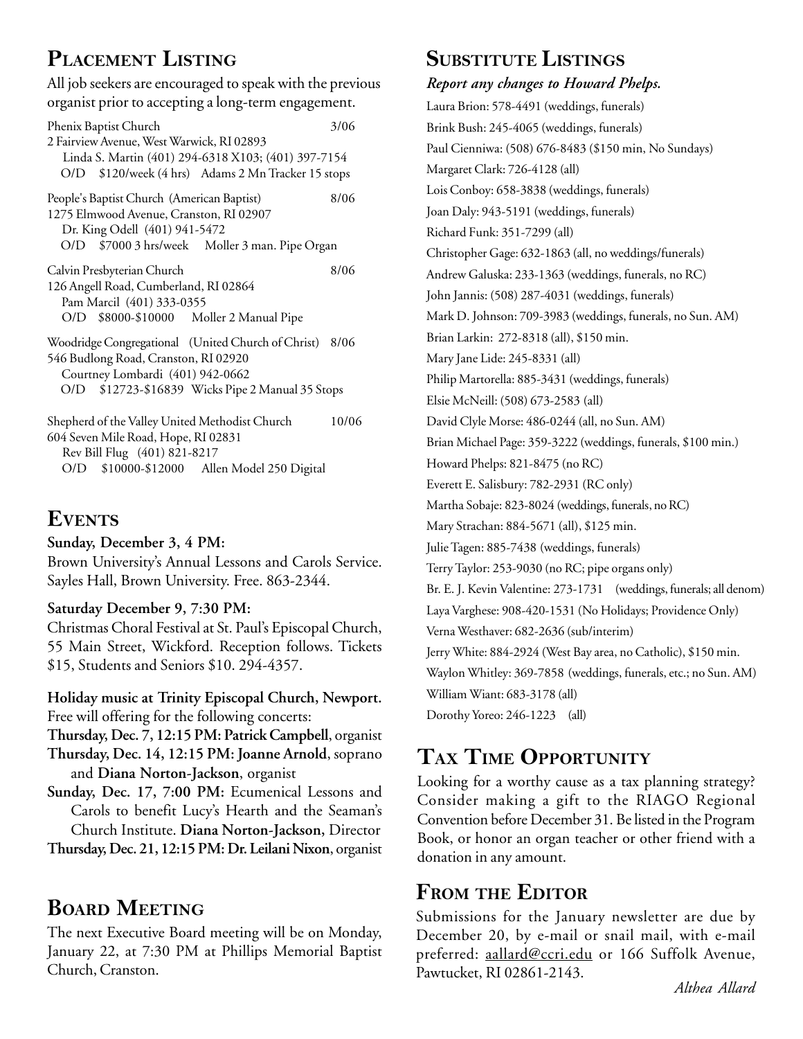## Placement Listing

All job seekers are encouraged to speak with the previous organist prior to accepting a long-term engagement.

Phenix Baptist Church 3/06
2 Fairview Avenue, West Warwick, RI 02893
Linda S. Martin (401) 294-6318 X103; (401) 397-7154
O/D $120/week (4 hrs) Adams 2 Mn Tracker 15 stops

People's Baptist Church (American Baptist) 8/06
1275 Elmwood Avenue, Cranston, RI 02907
Dr. King Odell (401) 941-5472
O/D $7000 3 hrs/week Moller 3 man. Pipe Organ

Calvin Presbyterian Church 8/06
126 Angell Road, Cumberland, RI 02864
Pam Marcil (401) 333-0355
O/D $8000-$10000 Moller 2 Manual Pipe

Woodridge Congregational (United Church of Christ) 8/06
546 Budlong Road, Cranston, RI 02920
Courtney Lombardi (401) 942-0662
O/D $12723-$16839 Wicks Pipe 2 Manual 35 Stops

Shepherd of the Valley United Methodist Church 10/06
604 Seven Mile Road, Hope, RI 02831
Rev Bill Flug (401) 821-8217
O/D $10000-$12000 Allen Model 250 Digital

## Events

**Sunday, December 3, 4 PM:**
Brown University's Annual Lessons and Carols Service. Sayles Hall, Brown University. Free. 863-2344.

**Saturday December 9, 7:30 PM:**
Christmas Choral Festival at St. Paul's Episcopal Church, 55 Main Street, Wickford. Reception follows. Tickets $15, Students and Seniors $10. 294-4357.

**Holiday music at Trinity Episcopal Church, Newport.** Free will offering for the following concerts:

**Thursday, Dec. 7, 12:15 PM: Patrick Campbell**, organist
**Thursday, Dec. 14, 12:15 PM: Joanne Arnold**, soprano and **Diana Norton-Jackson**, organist
**Sunday, Dec. 17, 7:00 PM:** Ecumenical Lessons and Carols to benefit Lucy's Hearth and the Seaman's Church Institute. **Diana Norton-Jackson,** Director
**Thursday, Dec. 21, 12:15 PM: Dr. Leilani Nixon**, organist

## Board Meeting

The next Executive Board meeting will be on Monday, January 22, at 7:30 PM at Phillips Memorial Baptist Church, Cranston.

## Substitute Listings

***Report any changes to Howard Phelps.***

Laura Brion: 578-4491 (weddings, funerals)
Brink Bush: 245-4065 (weddings, funerals)
Paul Cienniwa: (508) 676-8483 ($150 min, No Sundays)
Margaret Clark: 726-4128 (all)
Lois Conboy: 658-3838 (weddings, funerals)
Joan Daly: 943-5191 (weddings, funerals)
Richard Funk: 351-7299 (all)
Christopher Gage: 632-1863 (all, no weddings/funerals)
Andrew Galuska: 233-1363 (weddings, funerals, no RC)
John Jannis: (508) 287-4031 (weddings, funerals)
Mark D. Johnson: 709-3983 (weddings, funerals, no Sun. AM)
Brian Larkin: 272-8318 (all), $150 min.
Mary Jane Lide: 245-8331 (all)
Philip Martorella: 885-3431 (weddings, funerals)
Elsie McNeill: (508) 673-2583 (all)
David Clyle Morse: 486-0244 (all, no Sun. AM)
Brian Michael Page: 359-3222 (weddings, funerals, $100 min.)
Howard Phelps: 821-8475 (no RC)
Everett E. Salisbury: 782-2931 (RC only)
Martha Sobaje: 823-8024 (weddings, funerals, no RC)
Mary Strachan: 884-5671 (all), $125 min.
Julie Tagen: 885-7438 (weddings, funerals)
Terry Taylor: 253-9030 (no RC; pipe organs only)
Br. E. J. Kevin Valentine: 273-1731 (weddings, funerals; all denom)
Laya Varghese: 908-420-1531 (No Holidays; Providence Only)
Verna Westhaver: 682-2636 (sub/interim)
Jerry White: 884-2924 (West Bay area, no Catholic), $150 min.
Waylon Whitley: 369-7858 (weddings, funerals, etc.; no Sun. AM)
William Wiant: 683-3178 (all)
Dorothy Yoreo: 246-1223 (all)

## Tax Time Opportunity

Looking for a worthy cause as a tax planning strategy? Consider making a gift to the RIAGO Regional Convention before December 31. Be listed in the Program Book, or honor an organ teacher or other friend with a donation in any amount.

## From the Editor

Submissions for the January newsletter are due by December 20, by e-mail or snail mail, with e-mail preferred: aallard@ccri.edu or 166 Suffolk Avenue, Pawtucket, RI 02861-2143.

*Althea Allard*